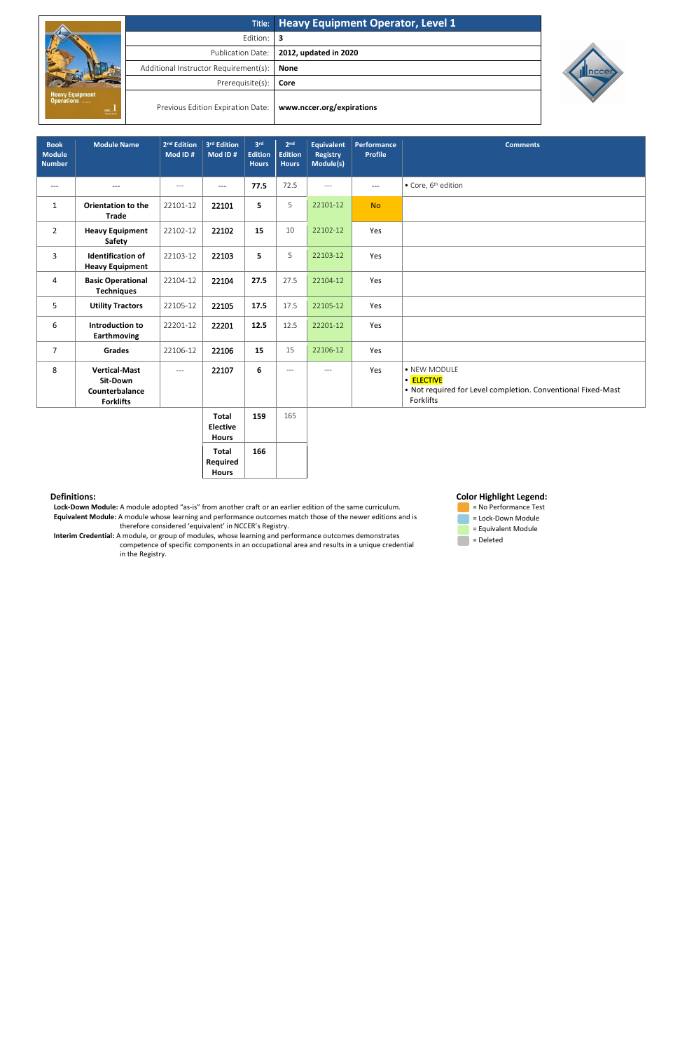| Title: | Heavy Equipment Operator, Level 1 |
| --- | --- |
| Edition: | 3 |
| Publication Date: | 2012, updated in 2020 |
| Additional Instructor Requirement(s): | None |
| Prerequisite(s): | Core |
| Previous Edition Expiration Date: | www.nccer.org/expirations |

| Book Module Number | Module Name | 2nd Edition Mod ID # | 3rd Edition Mod ID # | 3rd Edition Hours | 2nd Edition Hours | Equivalent Registry Module(s) | Performance Profile | Comments |
| --- | --- | --- | --- | --- | --- | --- | --- | --- |
| --- | --- | --- | --- | 77.5 | 72.5 | --- | --- | • Core, 6th edition |
| 1 | Orientation to the Trade | 22101-12 | 22101 | 5 | 5 | 22101-12 | No | |
| 2 | Heavy Equipment Safety | 22102-12 | 22102 | 15 | 10 | 22102-12 | Yes | |
| 3 | Identification of Heavy Equipment | 22103-12 | 22103 | 5 | 5 | 22103-12 | Yes | |
| 4 | Basic Operational Techniques | 22104-12 | 22104 | 27.5 | 27.5 | 22104-12 | Yes | |
| 5 | Utility Tractors | 22105-12 | 22105 | 17.5 | 17.5 | 22105-12 | Yes | |
| 6 | Introduction to Earthmoving | 22201-12 | 22201 | 12.5 | 12.5 | 22201-12 | Yes | |
| 7 | Grades | 22106-12 | 22106 | 15 | 15 | 22106-12 | Yes | |
| 8 | Vertical-Mast Sit-Down Counterbalance Forklifts | --- | 22107 | 6 | --- | --- | Yes | • NEW MODULE<br>• ELECTIVE<br>• Not required for Level completion. Conventional Fixed-Mast Forklifts |
| | | | Total Elective Hours | 159 | 165 | | | |
| | | | Total Required Hours | 166 | | | | |

**Definitions:**

**Lock-Down Module:** A module adopted "as-is" from another craft or an earlier edition of the same curriculum.

**Equivalent Module:** A module whose learning and performance outcomes match those of the newer editions and is therefore considered 'equivalent' in NCCER's Registry.

**Interim Credential:** A module, or group of modules, whose learning and performance outcomes demonstrates competence of specific components in an occupational area and results in a unique credential in the Registry.

**Color Highlight Legend:**

- = No Performance Test
- = Lock-Down Module
- = Equivalent Module
- = Deleted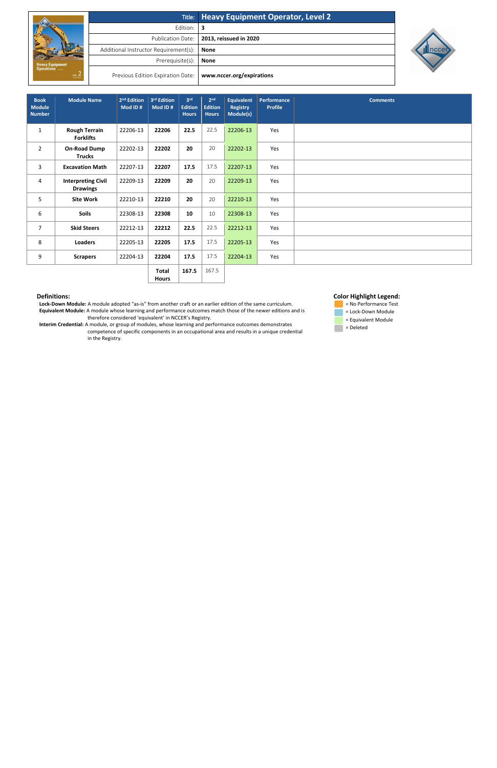| Title: | Heavy Equipment Operator, Level 2 |
|---|---|
| Edition: | 3 |
| Publication Date: | 2013, reissued in 2020 |
| Additional Instructor Requirement(s): | None |
| Prerequisite(s): | None |
| Previous Edition Expiration Date: | www.nccer.org/expirations |

| Book Module Number | Module Name | 2nd Edition Mod ID # | 3rd Edition Mod ID # | 3rd Edition Hours | 2nd Edition Hours | Equivalent Registry Module(s) | Performance Profile | Comments |
|---|---|---|---|---|---|---|---|---|
| 1 | **Rough Terrain Forklifts** | 22206-13 | **22206** | **22.5** | 22.5 | 22206-13 | Yes | |
| 2 | **On-Road Dump Trucks** | 22202-13 | **22202** | **20** | 20 | 22202-13 | Yes | |
| 3 | **Excavation Math** | 22207-13 | **22207** | **17.5** | 17.5 | 22207-13 | Yes | |
| 4 | **Interpreting Civil Drawings** | 22209-13 | **22209** | **20** | 20 | 22209-13 | Yes | |
| 5 | **Site Work** | 22210-13 | **22210** | **20** | 20 | 22210-13 | Yes | |
| 6 | **Soils** | 22308-13 | **22308** | **10** | 10 | 22308-13 | Yes | |
| 7 | **Skid Steers** | 22212-13 | **22212** | **22.5** | 22.5 | 22212-13 | Yes | |
| 8 | **Loaders** | 22205-13 | **22205** | **17.5** | 17.5 | 22205-13 | Yes | |
| 9 | **Scrapers** | 22204-13 | **22204** | **17.5** | 17.5 | 22204-13 | Yes | |
| | | | **Total Hours** | **167.5** | 167.5 | | | |

**Definitions:**

**Lock-Down Module:** A module adopted "as-is" from another craft or an earlier edition of the same curriculum.

**Equivalent Module:** A module whose learning and performance outcomes match those of the newer editions and is therefore considered 'equivalent' in NCCER's Registry.

**Interim Credential:** A module, or group of modules, whose learning and performance outcomes demonstrates competence of specific components in an occupational area and results in a unique credential in the Registry.

**Color Highlight Legend:**

- = No Performance Test
- = Lock-Down Module
- = Equivalent Module
- = Deleted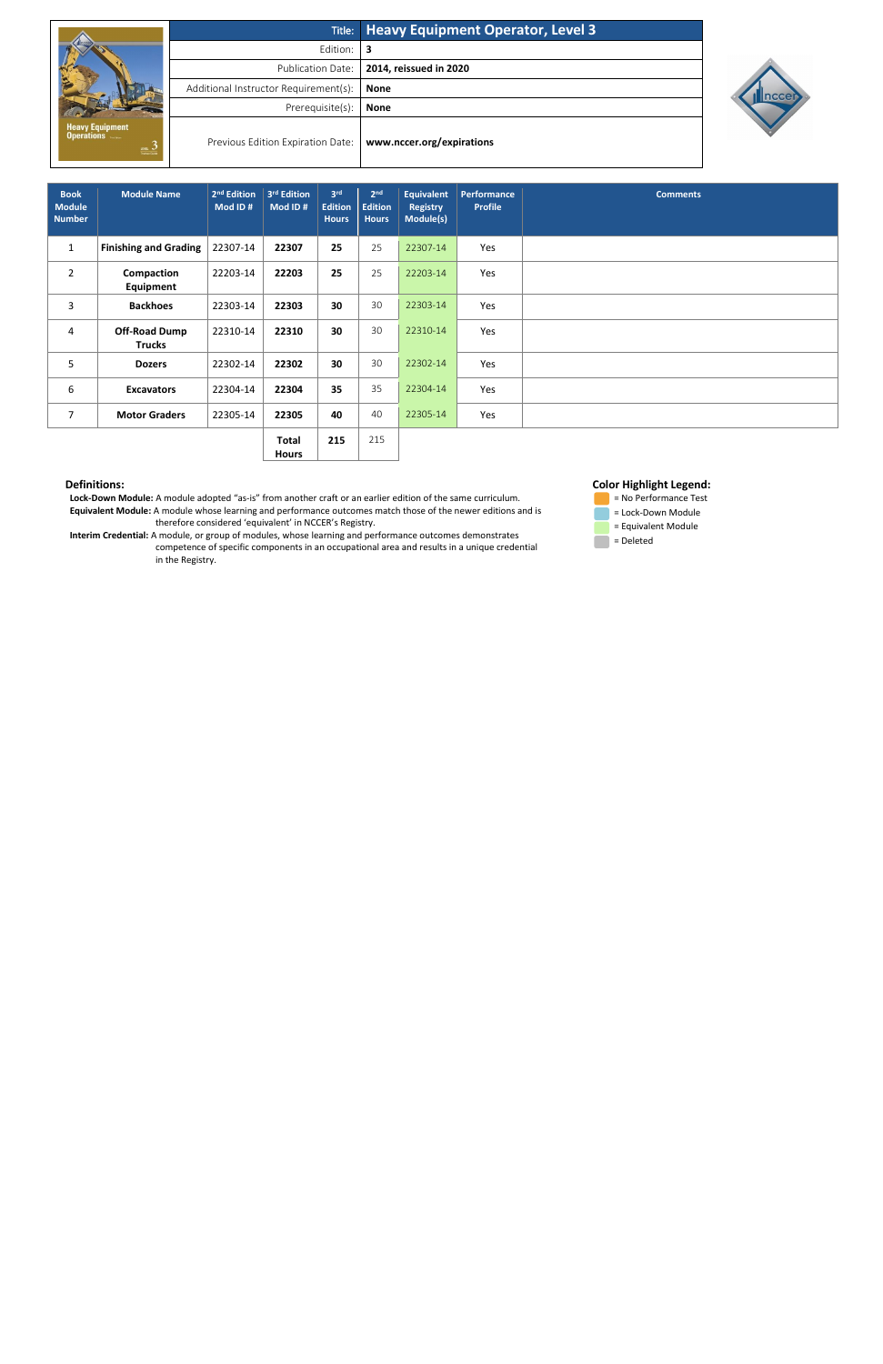| | |
|---|---|
| Title: | Heavy Equipment Operator, Level 3 |
| Edition: | 3 |
| Publication Date: | 2014, reissued in 2020 |
| Additional Instructor Requirement(s): | None |
| Prerequisite(s): | None |
| Previous Edition Expiration Date: | www.nccer.org/expirations |

| Book Module Number | Module Name | 2nd Edition Mod ID # | 3rd Edition Mod ID # | 3rd Edition Hours | 2nd Edition Hours | Equivalent Registry Module(s) | Performance Profile | Comments |
|---|---|---|---|---|---|---|---|---|
| 1 | Finishing and Grading | 22307-14 | 22307 | 25 | 25 | 22307-14 | Yes | |
| 2 | Compaction Equipment | 22203-14 | 22203 | 25 | 25 | 22203-14 | Yes | |
| 3 | Backhoes | 22303-14 | 22303 | 30 | 30 | 22303-14 | Yes | |
| 4 | Off-Road Dump Trucks | 22310-14 | 22310 | 30 | 30 | 22310-14 | Yes | |
| 5 | Dozers | 22302-14 | 22302 | 30 | 30 | 22302-14 | Yes | |
| 6 | Excavators | 22304-14 | 22304 | 35 | 35 | 22304-14 | Yes | |
| 7 | Motor Graders | 22305-14 | 22305 | 40 | 40 | 22305-14 | Yes | |
| | | | Total Hours | 215 | 215 | | | |

**Definitions:**

**Lock-Down Module:** A module adopted "as-is" from another craft or an earlier edition of the same curriculum.

**Equivalent Module:** A module whose learning and performance outcomes match those of the newer editions and is therefore considered 'equivalent' in NCCER's Registry.

**Interim Credential:** A module, or group of modules, whose learning and performance outcomes demonstrates competence of specific components in an occupational area and results in a unique credential in the Registry.

**Color Highlight Legend:**

- = No Performance Test
- = Lock-Down Module
- = Equivalent Module
- = Deleted